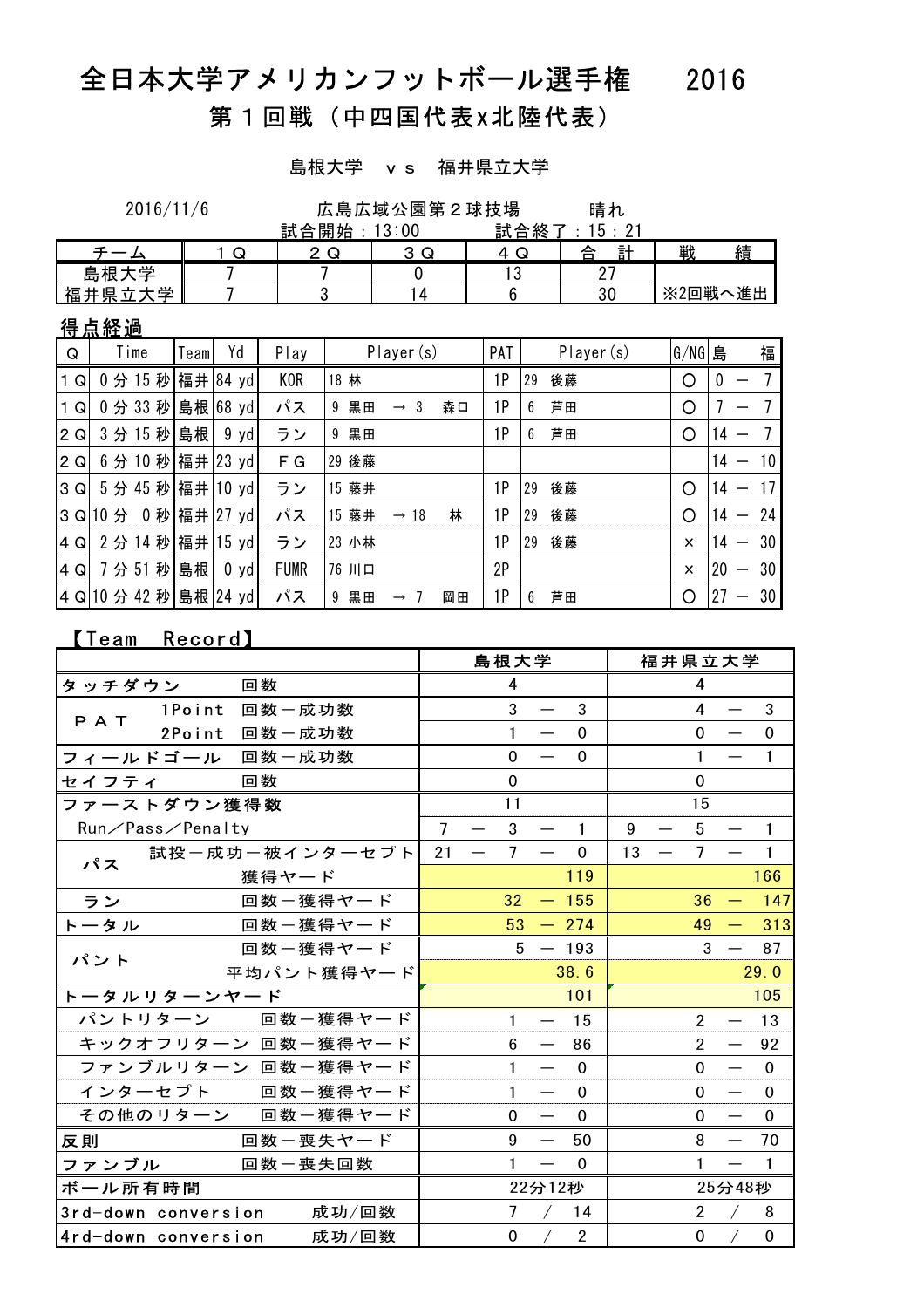# 全日本大学アメリカンフットボール選手権　2016

## 第１回戦（中四国代表x北陸代表）

島根大学　ｖｓ　福井県立大学

2016/11/6　　広島広域公園第２球技場　　晴れ

試合開始：13:00　　試合終了：15：21

| チーム | １Ｑ | ２Ｑ | ３Ｑ | ４Ｑ | 合　計 | 戦　　績 |
|---|---|---|---|---|---|---|
| 島根大学 | 7 | 7 | 0 | 13 | 27 | |
| 福井県立大学 | 7 | 3 | 14 | 6 | 30 | ※2回戦へ進出 |

### 得点経過

| Q | Time | Team | Yd | Play | Player(s) | PAT | Player(s) | G/NG | 島　福 |
|---|---|---|---|---|---|---|---|---|---|
| 1Q | 0分15秒 | 福井 | 84 yd | KOR | 18 林 | 1P | 29 後藤 | ○ | 0 － 7 |
| 1Q | 0分33秒 | 島根 | 68 yd | パス | 9 黒田 → 3 森口 | 1P | 6 芦田 | ○ | 7 － 7 |
| 2Q | 3分15秒 | 島根 | 9 yd | ラン | 9 黒田 | 1P | 6 芦田 | ○ | 14 － 7 |
| 2Q | 6分10秒 | 福井 | 23 yd | ＦＧ | 29 後藤 | | | | 14 － 10 |
| 3Q | 5分45秒 | 福井 | 10 yd | ラン | 15 藤井 | 1P | 29 後藤 | ○ | 14 － 17 |
| 3Q | 10分 0秒 | 福井 | 27 yd | パス | 15 藤井 → 18 林 | 1P | 29 後藤 | ○ | 14 － 24 |
| 4Q | 2分14秒 | 福井 | 15 yd | ラン | 23 小林 | 1P | 29 後藤 | × | 14 － 30 |
| 4Q | 7分51秒 | 島根 | 0 yd | FUMR | 76 川口 | 2P | | × | 20 － 30 |
| 4Q | 10分42秒 | 島根 | 24 yd | パス | 9 黒田 → 7 岡田 | 1P | 6 芦田 | ○ | 27 － 30 |

### 【Team　Record】

| | | 島根大学 | 福井県立大学 |
|---|---|---|---|
| タッチダウン | 回数 | 4 | 4 |
| ＰＡＴ | 1Point　回数－成功数 | 3 － 3 | 4 － 3 |
| | 2Point　回数－成功数 | 1 － 0 | 0 － 0 |
| フィールドゴール | 回数－成功数 | 0 － 0 | 1 － 1 |
| セイフティ | 回数 | 0 | 0 |
| ファーストダウン獲得数 | | 11 | 15 |
| Run／Pass／Penalty | | 7 － 3 － 1 | 9 － 5 － 1 |
| パス | 試投－成功－被インターセプト | 21 － 7 － 0 | 13 － 7 － 1 |
| | 獲得ヤード | 119 | 166 |
| ラン | 回数－獲得ヤード | 32 － 155 | 36 － 147 |
| トータル | 回数－獲得ヤード | 53 － 274 | 49 － 313 |
| パント | 回数－獲得ヤード | 5 － 193 | 3 － 87 |
| | 平均パント獲得ヤード | 38.6 | 29.0 |
| トータルリターンヤード | | 101 | 105 |
| パントリターン | 回数－獲得ヤード | 1 － 15 | 2 － 13 |
| キックオフリターン | 回数－獲得ヤード | 6 － 86 | 2 － 92 |
| ファンブルリターン | 回数－獲得ヤード | 1 － 0 | 0 － 0 |
| インターセプト | 回数－獲得ヤード | 1 － 0 | 0 － 0 |
| その他のリターン | 回数－獲得ヤード | 0 － 0 | 0 － 0 |
| 反則 | 回数－喪失ヤード | 9 － 50 | 8 － 70 |
| ファンブル | 回数－喪失回数 | 1 － 0 | 1 － 1 |
| ボール所有時間 | | 22分12秒 | 25分48秒 |
| 3rd-down conversion | 成功/回数 | 7 / 14 | 2 / 8 |
| 4rd-down conversion | 成功/回数 | 0 / 2 | 0 / 0 |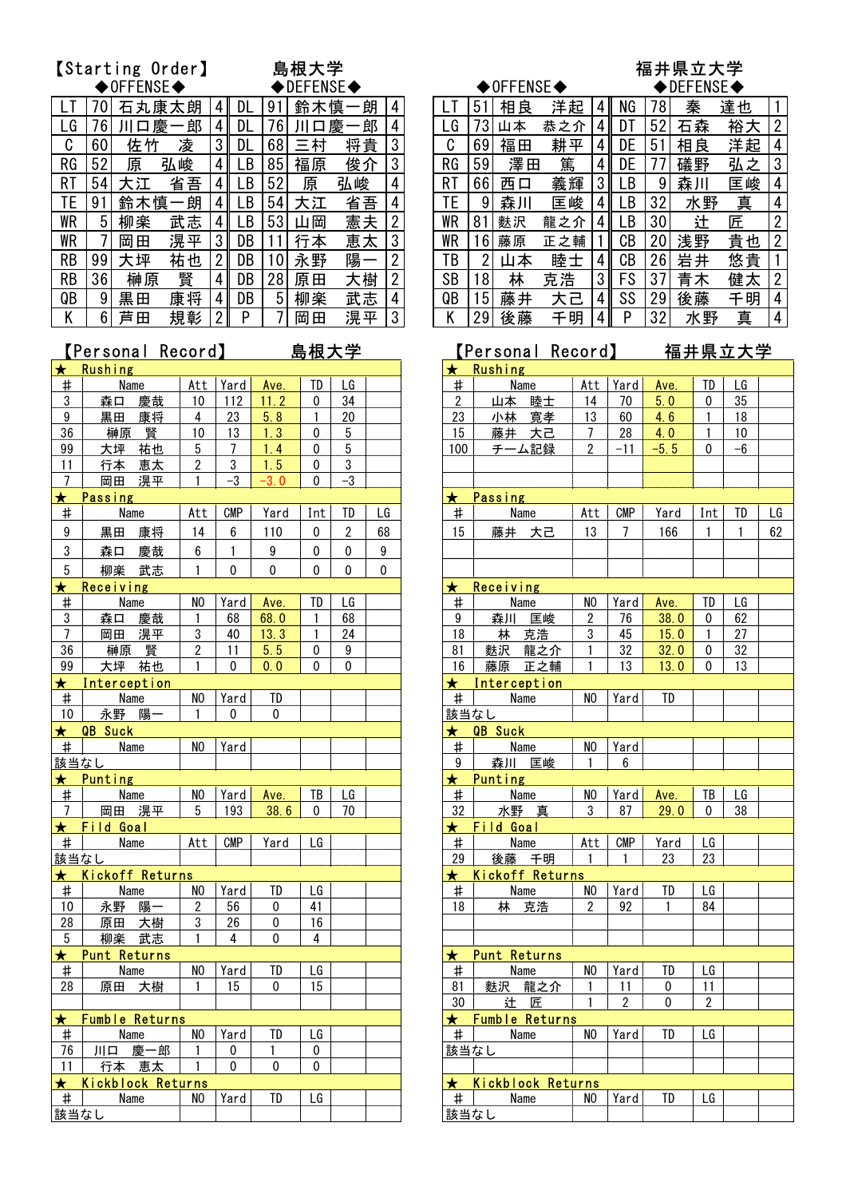## 【Starting Order】

### 島根大学

| ◆OFFENSE◆ | | | ◆DEFENSE◆ | | |
|---|---|---|---|---|---|
| LT | 70 石丸康太朗 | 4 | DL | 91 鈴木慎一朗 | 4 |
| LG | 76 川口慶一郎 | 4 | DL | 76 川口慶一郎 | 4 |
| C | 60 佐竹 凌 | 3 | DL | 68 三村 将貴 | 3 |
| RG | 52 原 弘峻 | 4 | LB | 85 福原 俊介 | 3 |
| RT | 54 大江 省吾 | 4 | LB | 52 原 弘峻 | 4 |
| TE | 91 鈴木慎一朗 | 4 | LB | 54 大江 省吾 | 4 |
| WR | 5 柳楽 武志 | 4 | LB | 53 山岡 憲夫 | 2 |
| WR | 7 岡田 滉平 | 3 | DB | 11 行本 恵太 | 3 |
| RB | 99 大坪 祐也 | 2 | DB | 10 永野 陽一 | 2 |
| RB | 36 榊原 賢 | 4 | DB | 28 原田 大樹 | 2 |
| QB | 9 黒田 康将 | 4 | DB | 5 柳楽 武志 | 4 |
| K | 6 芦田 規彰 | 2 | P | 7 岡田 滉平 | 3 |

### 福井県立大学

| ◆OFFENSE◆ | | | ◆DEFENSE◆ | | |
|---|---|---|---|---|---|
| LT | 51 相良 洋起 | 4 | NG | 78 秦 達也 | 1 |
| LG | 73 山本 恭之介 | 4 | DT | 52 石森 裕大 | 2 |
| C | 69 福田 耕平 | 4 | DE | 51 相良 洋起 | 4 |
| RG | 59 澤田 篤 | 4 | DE | 77 礒野 弘之 | 3 |
| RT | 66 西口 義輝 | 3 | LB | 9 森川 匡峻 | 4 |
| TE | 9 森川 匡峻 | 4 | LB | 32 水野 真 | 4 |
| WR | 81 麩沢 龍之介 | 4 | LB | 30 辻 匠 | 2 |
| WR | 16 藤原 正之輔 | 1 | CB | 20 浅野 貴也 | 2 |
| TB | 2 山本 睦士 | 4 | CB | 26 岩井 悠貴 | 1 |
| SB | 18 林 克浩 | 3 | FS | 37 青木 健太 | 2 |
| QB | 15 藤井 大己 | 4 | SS | 29 後藤 千明 | 4 |
| K | 29 後藤 千明 | 4 | P | 32 水野 真 | 4 |

## 【Personal Record】 島根大学

**★ Rushing**

| # | Name | Att | Yard | Ave. | TD | LG |
|---|---|---|---|---|---|---|
| 3 | 森口 慶哉 | 10 | 112 | 11.2 | 0 | 34 |
| 9 | 黒田 康将 | 4 | 23 | 5.8 | 1 | 20 |
| 36 | 榊原 賢 | 10 | 13 | 1.3 | 0 | 5 |
| 99 | 大坪 祐也 | 5 | 7 | 1.4 | 0 | 5 |
| 11 | 行本 恵太 | 2 | 3 | 1.5 | 0 | 3 |
| 7 | 岡田 滉平 | 1 | -3 | -3.0 | 0 | -3 |

**★ Passing**

| # | Name | Att | CMP | Yard | Int | TD | LG |
|---|---|---|---|---|---|---|---|
| 9 | 黒田 康将 | 14 | 6 | 110 | 0 | 2 | 68 |
| 3 | 森口 慶哉 | 6 | 1 | 9 | 0 | 0 | 9 |
| 5 | 柳楽 武志 | 1 | 0 | 0 | 0 | 0 | 0 |

**★ Receiving**

| # | Name | NO | Yard | Ave. | TD | LG |
|---|---|---|---|---|---|---|
| 3 | 森口 慶哉 | 1 | 68 | 68.0 | 1 | 68 |
| 7 | 岡田 滉平 | 3 | 40 | 13.3 | 1 | 24 |
| 36 | 榊原 賢 | 2 | 11 | 5.5 | 0 | 9 |
| 99 | 大坪 祐也 | 1 | 0 | 0.0 | 0 | 0 |

**★ Interception**

| # | Name | NO | Yard | TD |
|---|---|---|---|---|
| 10 | 永野 陽一 | 1 | 0 | 0 |

**★ QB Suck**

| # | Name | NO | Yard |
|---|---|---|---|
| 該当なし | | | |

**★ Punting**

| # | Name | NO | Yard | Ave. | TB | LG |
|---|---|---|---|---|---|---|
| 7 | 岡田 滉平 | 5 | 193 | 38.6 | 0 | 70 |

**★ Fild Goal**

| # | Name | Att | CMP | Yard | LG |
|---|---|---|---|---|---|
| 該当なし | | | | | |

**★ Kickoff Returns**

| # | Name | NO | Yard | TD | LG |
|---|---|---|---|---|---|
| 10 | 永野 陽一 | 2 | 56 | 0 | 41 |
| 28 | 原田 大樹 | 3 | 26 | 0 | 16 |
| 5 | 柳楽 武志 | 1 | 4 | 0 | 4 |

**★ Punt Returns**

| # | Name | NO | Yard | TD | LG |
|---|---|---|---|---|---|
| 28 | 原田 大樹 | 1 | 15 | 0 | 15 |

**★ Fumble Returns**

| # | Name | NO | Yard | TD | LG |
|---|---|---|---|---|---|
| 76 | 川口 慶一郎 | 1 | 0 | 1 | 0 |
| 11 | 行本 恵太 | 1 | 0 | 0 | 0 |

**★ Kickblock Returns**

| # | Name | NO | Yard | TD | LG |
|---|---|---|---|---|---|
| 該当なし | | | | | |

## 【Personal Record】 福井県立大学

**★ Rushing**

| # | Name | Att | Yard | Ave. | TD | LG |
|---|---|---|---|---|---|---|
| 2 | 山本 睦士 | 14 | 70 | 5.0 | 0 | 35 |
| 23 | 小林 寛孝 | 13 | 60 | 4.6 | 1 | 18 |
| 15 | 藤井 大己 | 7 | 28 | 4.0 | 1 | 10 |
| 100 | チーム記録 | 2 | -11 | -5.5 | 0 | -6 |

**★ Passing**

| # | Name | Att | CMP | Yard | Int | TD | LG |
|---|---|---|---|---|---|---|---|
| 15 | 藤井 大己 | 13 | 7 | 166 | 1 | 1 | 62 |

**★ Receiving**

| # | Name | NO | Yard | Ave. | TD | LG |
|---|---|---|---|---|---|---|
| 9 | 森川 匡峻 | 2 | 76 | 38.0 | 0 | 62 |
| 18 | 林 克浩 | 3 | 45 | 15.0 | 1 | 27 |
| 81 | 麩沢 龍之介 | 1 | 32 | 32.0 | 0 | 32 |
| 16 | 藤原 正之輔 | 1 | 13 | 13.0 | 0 | 13 |

**★ Interception**

| # | Name | NO | Yard | TD |
|---|---|---|---|---|
| 該当なし | | | | |

**★ QB Suck**

| # | Name | NO | Yard |
|---|---|---|---|
| 9 | 森川 匡峻 | 1 | 6 |

**★ Punting**

| # | Name | NO | Yard | Ave. | TB | LG |
|---|---|---|---|---|---|---|
| 32 | 水野 真 | 3 | 87 | 29.0 | 0 | 38 |

**★ Fild Goal**

| # | Name | Att | CMP | Yard | LG |
|---|---|---|---|---|---|
| 29 | 後藤 千明 | 1 | 1 | 23 | 23 |

**★ Kickoff Returns**

| # | Name | NO | Yard | TD | LG |
|---|---|---|---|---|---|
| 18 | 林 克浩 | 2 | 92 | 1 | 84 |

**★ Punt Returns**

| # | Name | NO | Yard | TD | LG |
|---|---|---|---|---|---|
| 81 | 麩沢 龍之介 | 1 | 11 | 0 | 11 |
| 30 | 辻 匠 | 1 | 2 | 0 | 2 |

**★ Fumble Returns**

| # | Name | NO | Yard | TD | LG |
|---|---|---|---|---|---|
| 該当なし | | | | | |

**★ Kickblock Returns**

| # | Name | NO | Yard | TD | LG |
|---|---|---|---|---|---|
| 該当なし | | | | | |